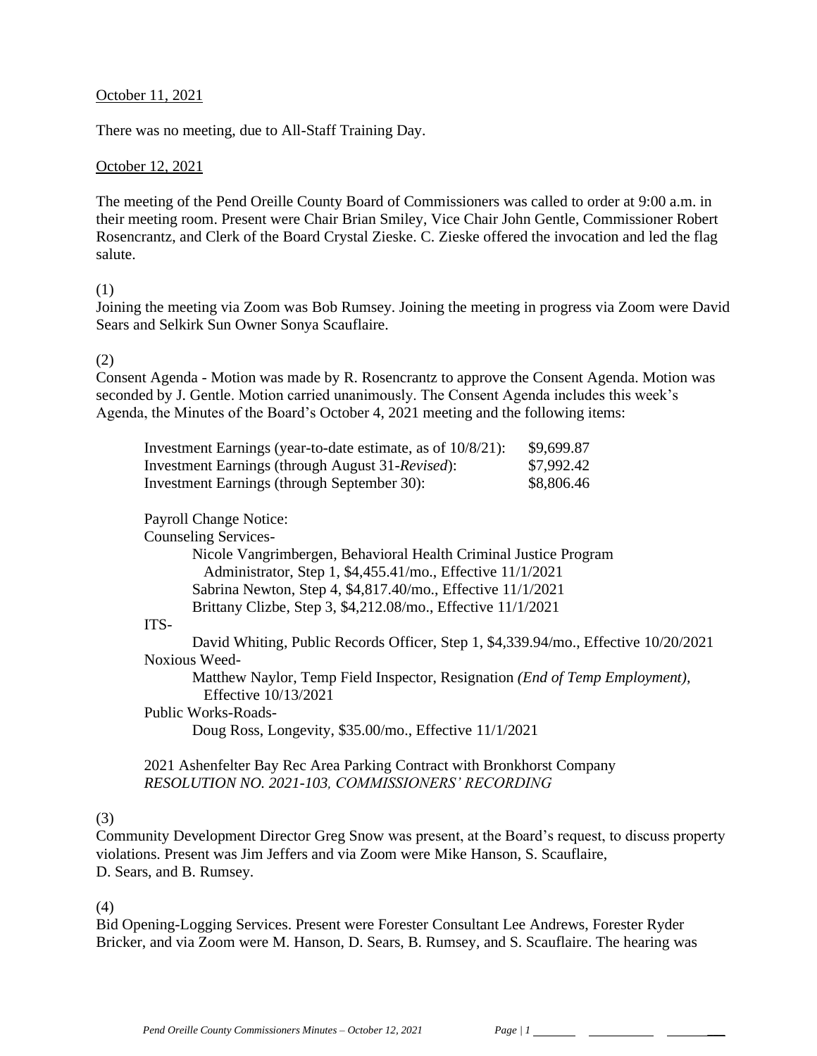October 11, 2021

There was no meeting, due to All-Staff Training Day.

October 12, 2021

The meeting of the Pend Oreille County Board of Commissioners was called to order at 9:00 a.m. in their meeting room. Present were Chair Brian Smiley, Vice Chair John Gentle, Commissioner Robert Rosencrantz, and Clerk of the Board Crystal Zieske. C. Zieske offered the invocation and led the flag salute.

(1)
Joining the meeting via Zoom was Bob Rumsey. Joining the meeting in progress via Zoom were David Sears and Selkirk Sun Owner Sonya Scauflaire.

(2)
Consent Agenda - Motion was made by R. Rosencrantz to approve the Consent Agenda. Motion was seconded by J. Gentle. Motion carried unanimously. The Consent Agenda includes this week's Agenda, the Minutes of the Board's October 4, 2021 meeting and the following items:

| | |
|---|---|
| Investment Earnings (year-to-date estimate, as of 10/8/21): | $9,699.87 |
| Investment Earnings (through August 31-*Revised*): | $7,992.42 |
| Investment Earnings (through September 30): | $8,806.46 |

Payroll Change Notice:
Counseling Services-
- Nicole Vangrimbergen, Behavioral Health Criminal Justice Program Administrator, Step 1, $4,455.41/mo., Effective 11/1/2021
- Sabrina Newton, Step 4, $4,817.40/mo., Effective 11/1/2021
- Brittany Clizbe, Step 3, $4,212.08/mo., Effective 11/1/2021

ITS-
- David Whiting, Public Records Officer, Step 1, $4,339.94/mo., Effective 10/20/2021

Noxious Weed-
- Matthew Naylor, Temp Field Inspector, Resignation *(End of Temp Employment)*, Effective 10/13/2021

Public Works-Roads-
- Doug Ross, Longevity, $35.00/mo., Effective 11/1/2021

2021 Ashenfelter Bay Rec Area Parking Contract with Bronkhorst Company
*RESOLUTION NO. 2021-103, COMMISSIONERS' RECORDING*

(3)
Community Development Director Greg Snow was present, at the Board's request, to discuss property violations. Present was Jim Jeffers and via Zoom were Mike Hanson, S. Scauflaire, D. Sears, and B. Rumsey.

(4)
Bid Opening-Logging Services. Present were Forester Consultant Lee Andrews, Forester Ryder Bricker, and via Zoom were M. Hanson, D. Sears, B. Rumsey, and S. Scauflaire. The hearing was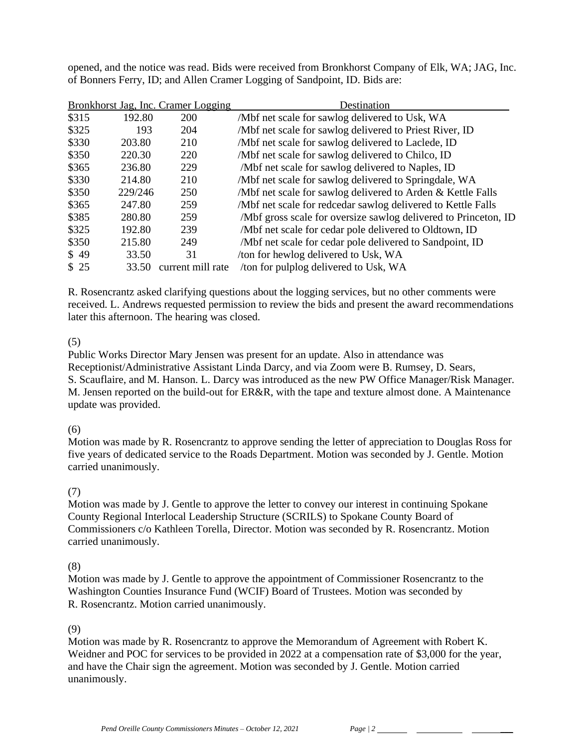opened, and the notice was read. Bids were received from Bronkhorst Company of Elk, WA; JAG, Inc. of Bonners Ferry, ID; and Allen Cramer Logging of Sandpoint, ID. Bids are:

| Bronkhorst | Jag, Inc. | Cramer Logging | Destination |
|---|---|---|---|
| $315 | 192.80 | 200 | /Mbf net scale for sawlog delivered to Usk, WA |
| $325 | 193 | 204 | /Mbf net scale for sawlog delivered to Priest River, ID |
| $330 | 203.80 | 210 | /Mbf net scale for sawlog delivered to Laclede, ID |
| $350 | 220.30 | 220 | /Mbf net scale for sawlog delivered to Chilco, ID |
| $365 | 236.80 | 229 | /Mbf net scale for sawlog delivered to Naples, ID |
| $330 | 214.80 | 210 | /Mbf net scale for sawlog delivered to Springdale, WA |
| $350 | 229/246 | 250 | /Mbf net scale for sawlog delivered to Arden & Kettle Falls |
| $365 | 247.80 | 259 | /Mbf net scale for redcedar sawlog delivered to Kettle Falls |
| $385 | 280.80 | 259 | /Mbf gross scale for oversize sawlog delivered to Princeton, ID |
| $325 | 192.80 | 239 | /Mbf net scale for cedar pole delivered to Oldtown, ID |
| $350 | 215.80 | 249 | /Mbf net scale for cedar pole delivered to Sandpoint, ID |
| $ 49 | 33.50 | 31 | /ton for hewlog delivered to Usk, WA |
| $ 25 | 33.50 | current mill rate | /ton for pulplog delivered to Usk, WA |

R. Rosencrantz asked clarifying questions about the logging services, but no other comments were received. L. Andrews requested permission to review the bids and present the award recommendations later this afternoon. The hearing was closed.

(5)
Public Works Director Mary Jensen was present for an update. Also in attendance was Receptionist/Administrative Assistant Linda Darcy, and via Zoom were B. Rumsey, D. Sears, S. Scauflaire, and M. Hanson. L. Darcy was introduced as the new PW Office Manager/Risk Manager. M. Jensen reported on the build-out for ER&R, with the tape and texture almost done. A Maintenance update was provided.

(6)
Motion was made by R. Rosencrantz to approve sending the letter of appreciation to Douglas Ross for five years of dedicated service to the Roads Department. Motion was seconded by J. Gentle. Motion carried unanimously.

(7)
Motion was made by J. Gentle to approve the letter to convey our interest in continuing Spokane County Regional Interlocal Leadership Structure (SCRILS) to Spokane County Board of Commissioners c/o Kathleen Torella, Director. Motion was seconded by R. Rosencrantz. Motion carried unanimously.

(8)
Motion was made by J. Gentle to approve the appointment of Commissioner Rosencrantz to the Washington Counties Insurance Fund (WCIF) Board of Trustees. Motion was seconded by R. Rosencrantz. Motion carried unanimously.

(9)
Motion was made by R. Rosencrantz to approve the Memorandum of Agreement with Robert K. Weidner and POC for services to be provided in 2022 at a compensation rate of $3,000 for the year, and have the Chair sign the agreement. Motion was seconded by J. Gentle. Motion carried unanimously.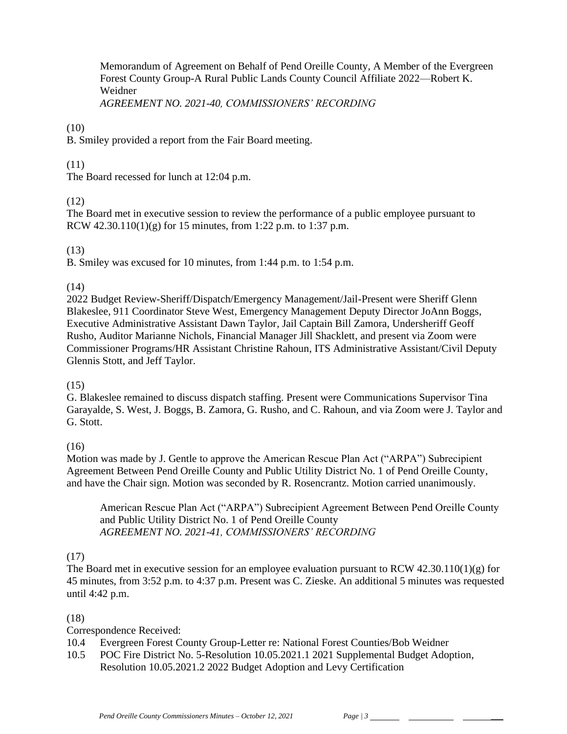Memorandum of Agreement on Behalf of Pend Oreille County, A Member of the Evergreen Forest County Group-A Rural Public Lands County Council Affiliate 2022—Robert K. Weidner
*AGREEMENT NO. 2021-40, COMMISSIONERS' RECORDING*

(10)
B. Smiley provided a report from the Fair Board meeting.

(11)
The Board recessed for lunch at 12:04 p.m.

(12)
The Board met in executive session to review the performance of a public employee pursuant to RCW 42.30.110(1)(g) for 15 minutes, from 1:22 p.m. to 1:37 p.m.

(13)
B. Smiley was excused for 10 minutes, from 1:44 p.m. to 1:54 p.m.

(14)
2022 Budget Review-Sheriff/Dispatch/Emergency Management/Jail-Present were Sheriff Glenn Blakeslee, 911 Coordinator Steve West, Emergency Management Deputy Director JoAnn Boggs, Executive Administrative Assistant Dawn Taylor, Jail Captain Bill Zamora, Undersheriff Geoff Rusho, Auditor Marianne Nichols, Financial Manager Jill Shacklett, and present via Zoom were Commissioner Programs/HR Assistant Christine Rahoun, ITS Administrative Assistant/Civil Deputy Glennis Stott, and Jeff Taylor.

(15)
G. Blakeslee remained to discuss dispatch staffing. Present were Communications Supervisor Tina Garayalde, S. West, J. Boggs, B. Zamora, G. Rusho, and C. Rahoun, and via Zoom were J. Taylor and G. Stott.

(16)
Motion was made by J. Gentle to approve the American Rescue Plan Act ("ARPA") Subrecipient Agreement Between Pend Oreille County and Public Utility District No. 1 of Pend Oreille County, and have the Chair sign. Motion was seconded by R. Rosencrantz. Motion carried unanimously.

American Rescue Plan Act ("ARPA") Subrecipient Agreement Between Pend Oreille County and Public Utility District No. 1 of Pend Oreille County
*AGREEMENT NO. 2021-41, COMMISSIONERS' RECORDING*

(17)
The Board met in executive session for an employee evaluation pursuant to RCW 42.30.110(1)(g) for 45 minutes, from 3:52 p.m. to 4:37 p.m. Present was C. Zieske. An additional 5 minutes was requested until 4:42 p.m.

(18)
Correspondence Received:
10.4 Evergreen Forest County Group-Letter re: National Forest Counties/Bob Weidner
10.5 POC Fire District No. 5-Resolution 10.05.2021.1 2021 Supplemental Budget Adoption, Resolution 10.05.2021.2 2022 Budget Adoption and Levy Certification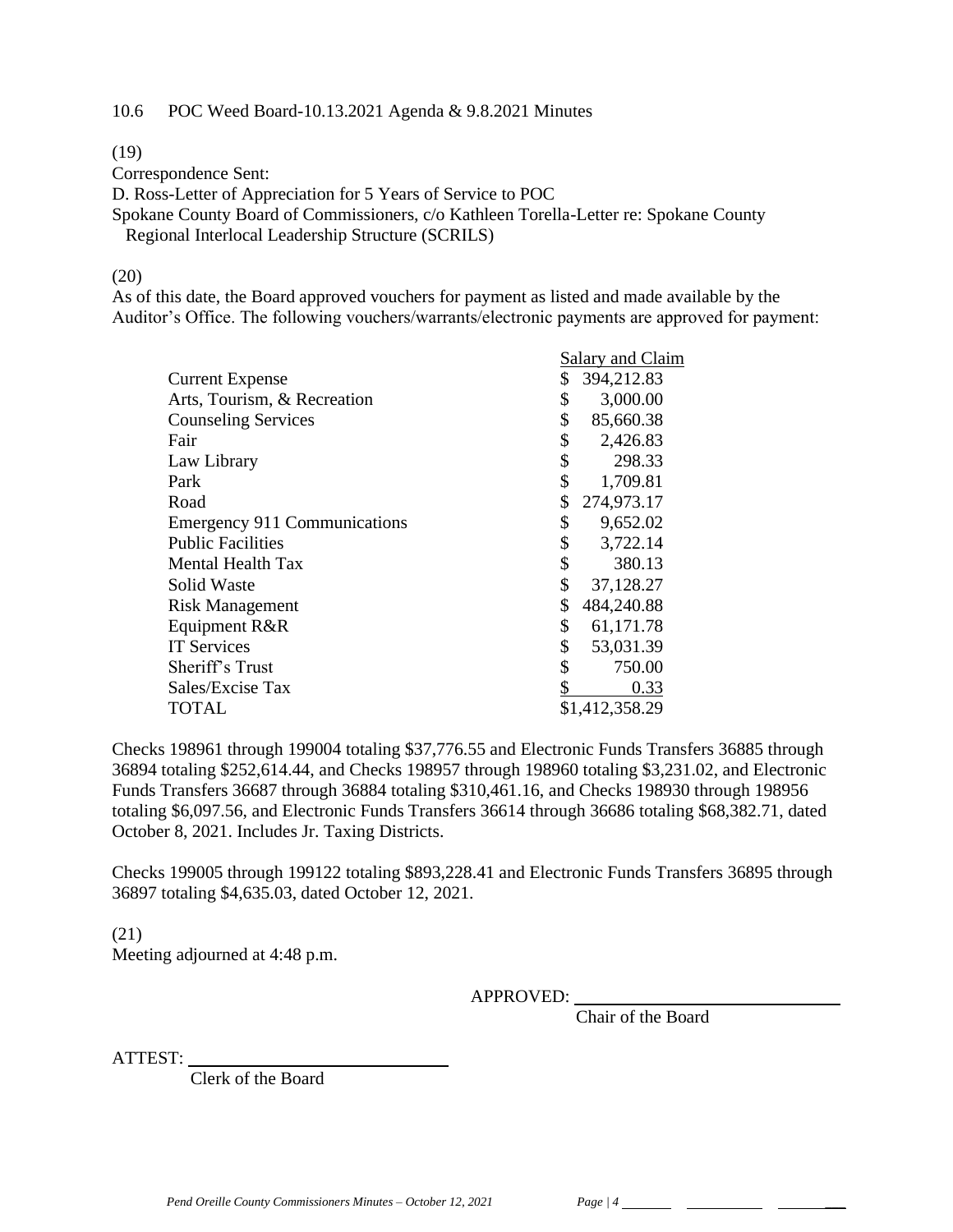10.6 POC Weed Board-10.13.2021 Agenda & 9.8.2021 Minutes

(19)

Correspondence Sent:

D. Ross-Letter of Appreciation for 5 Years of Service to POC

Spokane County Board of Commissioners, c/o Kathleen Torella-Letter re: Spokane County Regional Interlocal Leadership Structure (SCRILS)

(20)

As of this date, the Board approved vouchers for payment as listed and made available by the Auditor's Office. The following vouchers/warrants/electronic payments are approved for payment:

| | Salary and Claim |
|---|---|
| Current Expense | $ 394,212.83 |
| Arts, Tourism, & Recreation | $ 3,000.00 |
| Counseling Services | $ 85,660.38 |
| Fair | $ 2,426.83 |
| Law Library | $ 298.33 |
| Park | $ 1,709.81 |
| Road | $ 274,973.17 |
| Emergency 911 Communications | $ 9,652.02 |
| Public Facilities | $ 3,722.14 |
| Mental Health Tax | $ 380.13 |
| Solid Waste | $ 37,128.27 |
| Risk Management | $ 484,240.88 |
| Equipment R&R | $ 61,171.78 |
| IT Services | $ 53,031.39 |
| Sheriff's Trust | $ 750.00 |
| Sales/Excise Tax | $ 0.33 |
| TOTAL | $1,412,358.29 |

Checks 198961 through 199004 totaling $37,776.55 and Electronic Funds Transfers 36885 through 36894 totaling $252,614.44, and Checks 198957 through 198960 totaling $3,231.02, and Electronic Funds Transfers 36687 through 36884 totaling $310,461.16, and Checks 198930 through 198956 totaling $6,097.56, and Electronic Funds Transfers 36614 through 36686 totaling $68,382.71, dated October 8, 2021. Includes Jr. Taxing Districts.

Checks 199005 through 199122 totaling $893,228.41 and Electronic Funds Transfers 36895 through 36897 totaling $4,635.03, dated October 12, 2021.

(21)

Meeting adjourned at 4:48 p.m.

APPROVED: ______________________________
Chair of the Board

ATTEST: ______________________________
Clerk of the Board